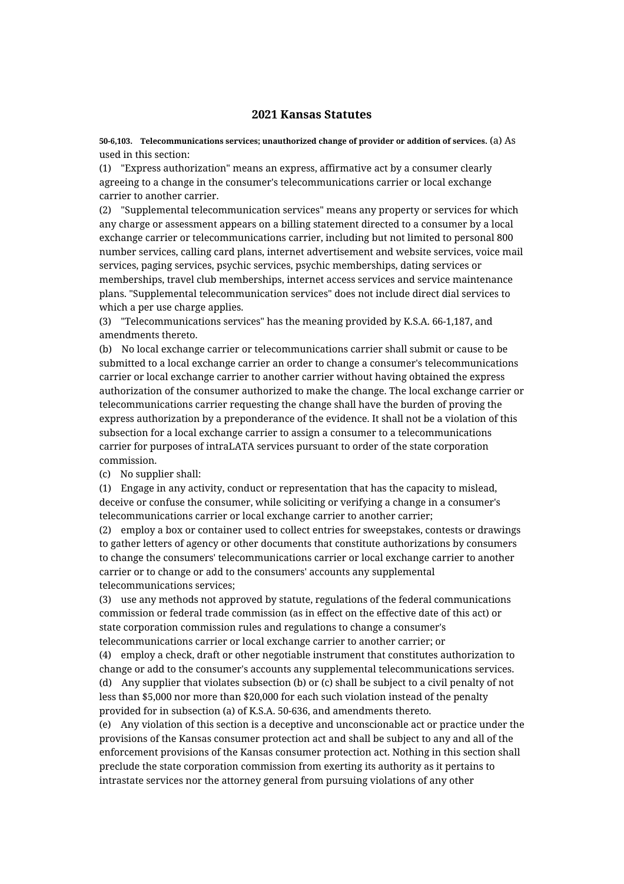# 2021 Kansas Statutes

**50-6,103. Telecommunications services; unauthorized change of provider or addition of services.** (a) As used in this section:

(1) "Express authorization" means an express, affirmative act by a consumer clearly agreeing to a change in the consumer's telecommunications carrier or local exchange carrier to another carrier.

(2) "Supplemental telecommunication services" means any property or services for which any charge or assessment appears on a billing statement directed to a consumer by a local exchange carrier or telecommunications carrier, including but not limited to personal 800 number services, calling card plans, internet advertisement and website services, voice mail services, paging services, psychic services, psychic memberships, dating services or memberships, travel club memberships, internet access services and service maintenance plans. "Supplemental telecommunication services" does not include direct dial services to which a per use charge applies.

(3) "Telecommunications services" has the meaning provided by K.S.A. 66-1,187, and amendments thereto.

(b) No local exchange carrier or telecommunications carrier shall submit or cause to be submitted to a local exchange carrier an order to change a consumer's telecommunications carrier or local exchange carrier to another carrier without having obtained the express authorization of the consumer authorized to make the change. The local exchange carrier or telecommunications carrier requesting the change shall have the burden of proving the express authorization by a preponderance of the evidence. It shall not be a violation of this subsection for a local exchange carrier to assign a consumer to a telecommunications carrier for purposes of intraLATA services pursuant to order of the state corporation commission.

(c) No supplier shall:

(1) Engage in any activity, conduct or representation that has the capacity to mislead, deceive or confuse the consumer, while soliciting or verifying a change in a consumer's telecommunications carrier or local exchange carrier to another carrier;

(2) employ a box or container used to collect entries for sweepstakes, contests or drawings to gather letters of agency or other documents that constitute authorizations by consumers to change the consumers' telecommunications carrier or local exchange carrier to another carrier or to change or add to the consumers' accounts any supplemental telecommunications services;

(3) use any methods not approved by statute, regulations of the federal communications commission or federal trade commission (as in effect on the effective date of this act) or state corporation commission rules and regulations to change a consumer's telecommunications carrier or local exchange carrier to another carrier; or

(4) employ a check, draft or other negotiable instrument that constitutes authorization to change or add to the consumer's accounts any supplemental telecommunications services.

(d) Any supplier that violates subsection (b) or (c) shall be subject to a civil penalty of not less than $5,000 nor more than $20,000 for each such violation instead of the penalty provided for in subsection (a) of K.S.A. 50-636, and amendments thereto.

(e) Any violation of this section is a deceptive and unconscionable act or practice under the provisions of the Kansas consumer protection act and shall be subject to any and all of the enforcement provisions of the Kansas consumer protection act. Nothing in this section shall preclude the state corporation commission from exerting its authority as it pertains to intrastate services nor the attorney general from pursuing violations of any other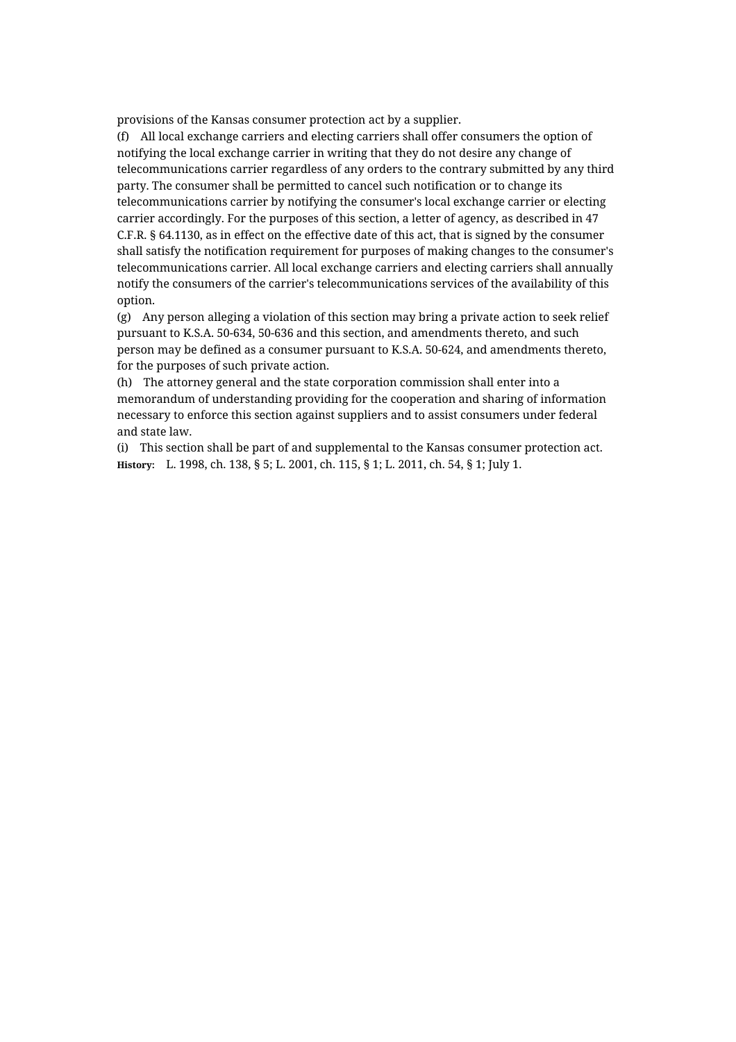provisions of the Kansas consumer protection act by a supplier.

(f) All local exchange carriers and electing carriers shall offer consumers the option of notifying the local exchange carrier in writing that they do not desire any change of telecommunications carrier regardless of any orders to the contrary submitted by any third party. The consumer shall be permitted to cancel such notification or to change its telecommunications carrier by notifying the consumer's local exchange carrier or electing carrier accordingly. For the purposes of this section, a letter of agency, as described in 47 C.F.R. § 64.1130, as in effect on the effective date of this act, that is signed by the consumer shall satisfy the notification requirement for purposes of making changes to the consumer's telecommunications carrier. All local exchange carriers and electing carriers shall annually notify the consumers of the carrier's telecommunications services of the availability of this option.

(g) Any person alleging a violation of this section may bring a private action to seek relief pursuant to K.S.A. 50-634, 50-636 and this section, and amendments thereto, and such person may be defined as a consumer pursuant to K.S.A. 50-624, and amendments thereto, for the purposes of such private action.

(h) The attorney general and the state corporation commission shall enter into a memorandum of understanding providing for the cooperation and sharing of information necessary to enforce this section against suppliers and to assist consumers under federal and state law.

(i) This section shall be part of and supplemental to the Kansas consumer protection act.

**History:** L. 1998, ch. 138, § 5; L. 2001, ch. 115, § 1; L. 2011, ch. 54, § 1; July 1.